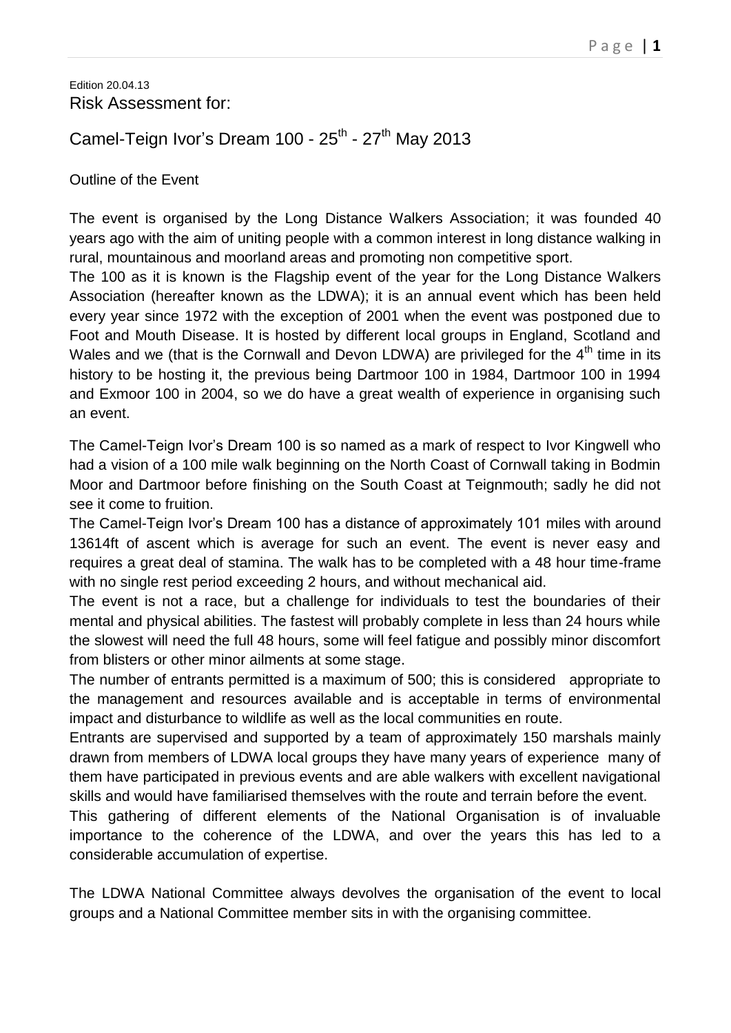Edition 20.04.13

Risk Assessment for:

# Camel-Teign Ivor's Dream 100 - 25th - 27th May 2013

Outline of the Event

The event is organised by the Long Distance Walkers Association; it was founded 40 years ago with the aim of uniting people with a common interest in long distance walking in rural, mountainous and moorland areas and promoting non competitive sport.

The 100 as it is known is the Flagship event of the year for the Long Distance Walkers Association (hereafter known as the LDWA); it is an annual event which has been held every year since 1972 with the exception of 2001 when the event was postponed due to Foot and Mouth Disease. It is hosted by different local groups in England, Scotland and Wales and we (that is the Cornwall and Devon LDWA) are privileged for the 4th time in its history to be hosting it, the previous being Dartmoor 100 in 1984, Dartmoor 100 in 1994 and Exmoor 100 in 2004, so we do have a great wealth of experience in organising such an event.

The Camel-Teign Ivor's Dream 100 is so named as a mark of respect to Ivor Kingwell who had a vision of a 100 mile walk beginning on the North Coast of Cornwall taking in Bodmin Moor and Dartmoor before finishing on the South Coast at Teignmouth; sadly he did not see it come to fruition.

The Camel-Teign Ivor's Dream 100 has a distance of approximately 101 miles with around 13614ft of ascent which is average for such an event. The event is never easy and requires a great deal of stamina. The walk has to be completed with a 48 hour time-frame with no single rest period exceeding 2 hours, and without mechanical aid.

The event is not a race, but a challenge for individuals to test the boundaries of their mental and physical abilities. The fastest will probably complete in less than 24 hours while the slowest will need the full 48 hours, some will feel fatigue and possibly minor discomfort from blisters or other minor ailments at some stage.

The number of entrants permitted is a maximum of 500; this is considered appropriate to the management and resources available and is acceptable in terms of environmental impact and disturbance to wildlife as well as the local communities en route.

Entrants are supervised and supported by a team of approximately 150 marshals mainly drawn from members of LDWA local groups they have many years of experience many of them have participated in previous events and are able walkers with excellent navigational skills and would have familiarised themselves with the route and terrain before the event.

This gathering of different elements of the National Organisation is of invaluable importance to the coherence of the LDWA, and over the years this has led to a considerable accumulation of expertise.

The LDWA National Committee always devolves the organisation of the event to local groups and a National Committee member sits in with the organising committee.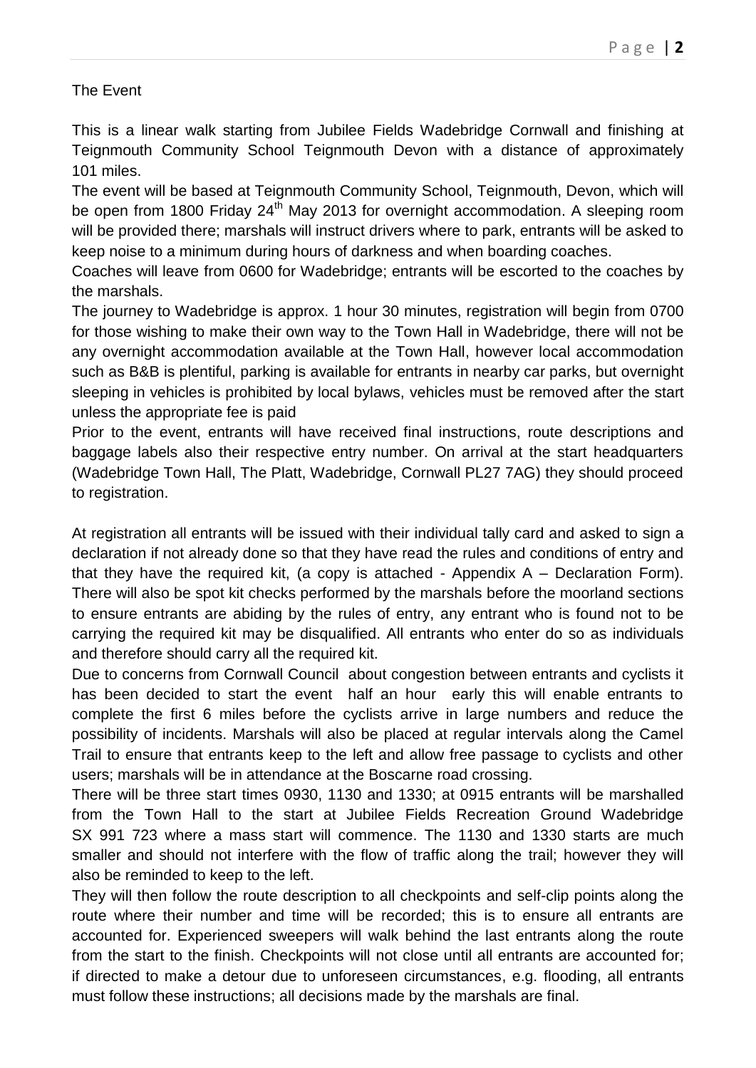## The Event

This is a linear walk starting from Jubilee Fields Wadebridge Cornwall and finishing at Teignmouth Community School Teignmouth Devon with a distance of approximately 101 miles.

The event will be based at Teignmouth Community School, Teignmouth, Devon, which will be open from 1800 Friday 24th May 2013 for overnight accommodation. A sleeping room will be provided there; marshals will instruct drivers where to park, entrants will be asked to keep noise to a minimum during hours of darkness and when boarding coaches.

Coaches will leave from 0600 for Wadebridge; entrants will be escorted to the coaches by the marshals.

The journey to Wadebridge is approx. 1 hour 30 minutes, registration will begin from 0700 for those wishing to make their own way to the Town Hall in Wadebridge, there will not be any overnight accommodation available at the Town Hall, however local accommodation such as B&B is plentiful, parking is available for entrants in nearby car parks, but overnight sleeping in vehicles is prohibited by local bylaws, vehicles must be removed after the start unless the appropriate fee is paid

Prior to the event, entrants will have received final instructions, route descriptions and baggage labels also their respective entry number. On arrival at the start headquarters (Wadebridge Town Hall, The Platt, Wadebridge, Cornwall PL27 7AG) they should proceed to registration.

At registration all entrants will be issued with their individual tally card and asked to sign a declaration if not already done so that they have read the rules and conditions of entry and that they have the required kit, (a copy is attached - Appendix A – Declaration Form). There will also be spot kit checks performed by the marshals before the moorland sections to ensure entrants are abiding by the rules of entry, any entrant who is found not to be carrying the required kit may be disqualified. All entrants who enter do so as individuals and therefore should carry all the required kit.

Due to concerns from Cornwall Council about congestion between entrants and cyclists it has been decided to start the event half an hour early this will enable entrants to complete the first 6 miles before the cyclists arrive in large numbers and reduce the possibility of incidents. Marshals will also be placed at regular intervals along the Camel Trail to ensure that entrants keep to the left and allow free passage to cyclists and other users; marshals will be in attendance at the Boscarne road crossing.

There will be three start times 0930, 1130 and 1330; at 0915 entrants will be marshalled from the Town Hall to the start at Jubilee Fields Recreation Ground Wadebridge SX 991 723 where a mass start will commence. The 1130 and 1330 starts are much smaller and should not interfere with the flow of traffic along the trail; however they will also be reminded to keep to the left.

They will then follow the route description to all checkpoints and self-clip points along the route where their number and time will be recorded; this is to ensure all entrants are accounted for. Experienced sweepers will walk behind the last entrants along the route from the start to the finish. Checkpoints will not close until all entrants are accounted for; if directed to make a detour due to unforeseen circumstances, e.g. flooding, all entrants must follow these instructions; all decisions made by the marshals are final.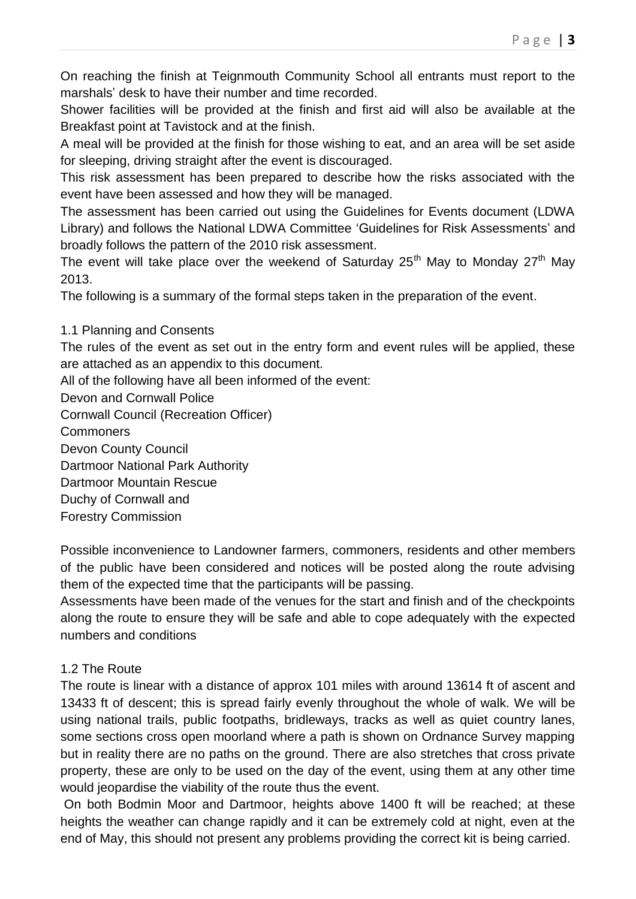On reaching the finish at Teignmouth Community School all entrants must report to the marshals' desk to have their number and time recorded.

Shower facilities will be provided at the finish and first aid will also be available at the Breakfast point at Tavistock and at the finish.

A meal will be provided at the finish for those wishing to eat, and an area will be set aside for sleeping, driving straight after the event is discouraged.

This risk assessment has been prepared to describe how the risks associated with the event have been assessed and how they will be managed.

The assessment has been carried out using the Guidelines for Events document (LDWA Library) and follows the National LDWA Committee 'Guidelines for Risk Assessments' and broadly follows the pattern of the 2010 risk assessment.

The event will take place over the weekend of Saturday 25th May to Monday 27th May 2013.

The following is a summary of the formal steps taken in the preparation of the event.

## 1.1 Planning and Consents

The rules of the event as set out in the entry form and event rules will be applied, these are attached as an appendix to this document.

All of the following have all been informed of the event:

Devon and Cornwall Police
Cornwall Council (Recreation Officer)
Commoners
Devon County Council
Dartmoor National Park Authority
Dartmoor Mountain Rescue
Duchy of Cornwall and
Forestry Commission

Possible inconvenience to Landowner farmers, commoners, residents and other members of the public have been considered and notices will be posted along the route advising them of the expected time that the participants will be passing.

Assessments have been made of the venues for the start and finish and of the checkpoints along the route to ensure they will be safe and able to cope adequately with the expected numbers and conditions

## 1.2 The Route

The route is linear with a distance of approx 101 miles with around 13614 ft of ascent and 13433 ft of descent; this is spread fairly evenly throughout the whole of walk. We will be using national trails, public footpaths, bridleways, tracks as well as quiet country lanes, some sections cross open moorland where a path is shown on Ordnance Survey mapping but in reality there are no paths on the ground. There are also stretches that cross private property, these are only to be used on the day of the event, using them at any other time would jeopardise the viability of the route thus the event.

On both Bodmin Moor and Dartmoor, heights above 1400 ft will be reached; at these heights the weather can change rapidly and it can be extremely cold at night, even at the end of May, this should not present any problems providing the correct kit is being carried.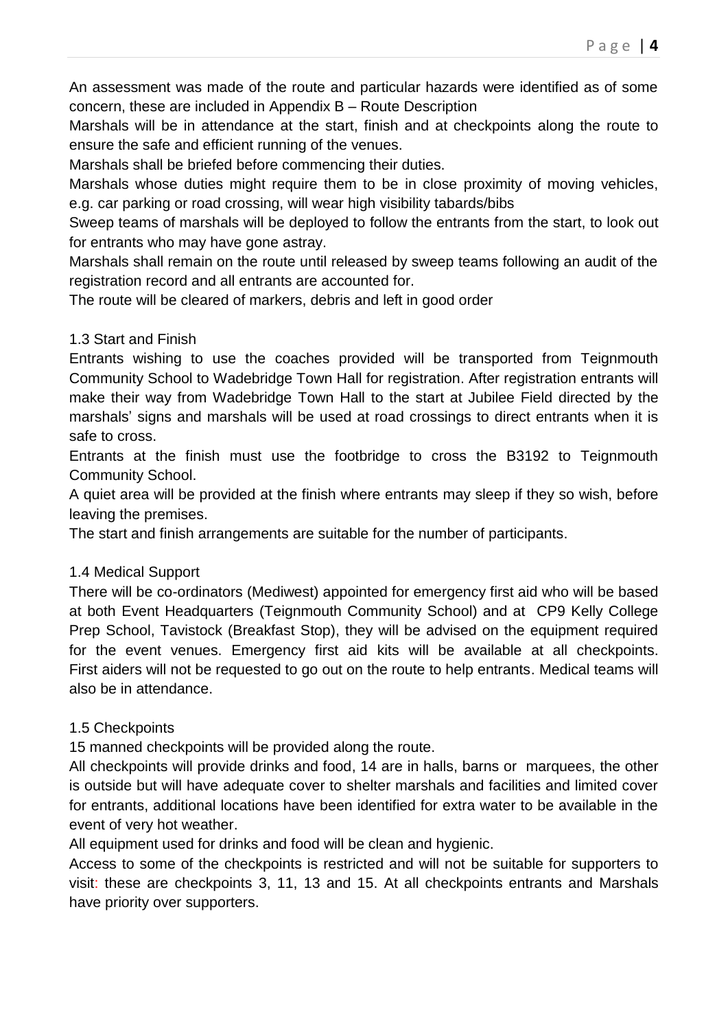An assessment was made of the route and particular hazards were identified as of some concern, these are included in Appendix B – Route Description

Marshals will be in attendance at the start, finish and at checkpoints along the route to ensure the safe and efficient running of the venues.

Marshals shall be briefed before commencing their duties.

Marshals whose duties might require them to be in close proximity of moving vehicles, e.g. car parking or road crossing, will wear high visibility tabards/bibs

Sweep teams of marshals will be deployed to follow the entrants from the start, to look out for entrants who may have gone astray.

Marshals shall remain on the route until released by sweep teams following an audit of the registration record and all entrants are accounted for.

The route will be cleared of markers, debris and left in good order

### 1.3 Start and Finish

Entrants wishing to use the coaches provided will be transported from Teignmouth Community School to Wadebridge Town Hall for registration. After registration entrants will make their way from Wadebridge Town Hall to the start at Jubilee Field directed by the marshals' signs and marshals will be used at road crossings to direct entrants when it is safe to cross.

Entrants at the finish must use the footbridge to cross the B3192 to Teignmouth Community School.

A quiet area will be provided at the finish where entrants may sleep if they so wish, before leaving the premises.

The start and finish arrangements are suitable for the number of participants.

### 1.4 Medical Support

There will be co-ordinators (Mediwest) appointed for emergency first aid who will be based at both Event Headquarters (Teignmouth Community School) and at CP9 Kelly College Prep School, Tavistock (Breakfast Stop), they will be advised on the equipment required for the event venues. Emergency first aid kits will be available at all checkpoints. First aiders will not be requested to go out on the route to help entrants. Medical teams will also be in attendance.

### 1.5 Checkpoints

15 manned checkpoints will be provided along the route.

All checkpoints will provide drinks and food, 14 are in halls, barns or marquees, the other is outside but will have adequate cover to shelter marshals and facilities and limited cover for entrants, additional locations have been identified for extra water to be available in the event of very hot weather.

All equipment used for drinks and food will be clean and hygienic.

Access to some of the checkpoints is restricted and will not be suitable for supporters to visit: these are checkpoints 3, 11, 13 and 15. At all checkpoints entrants and Marshals have priority over supporters.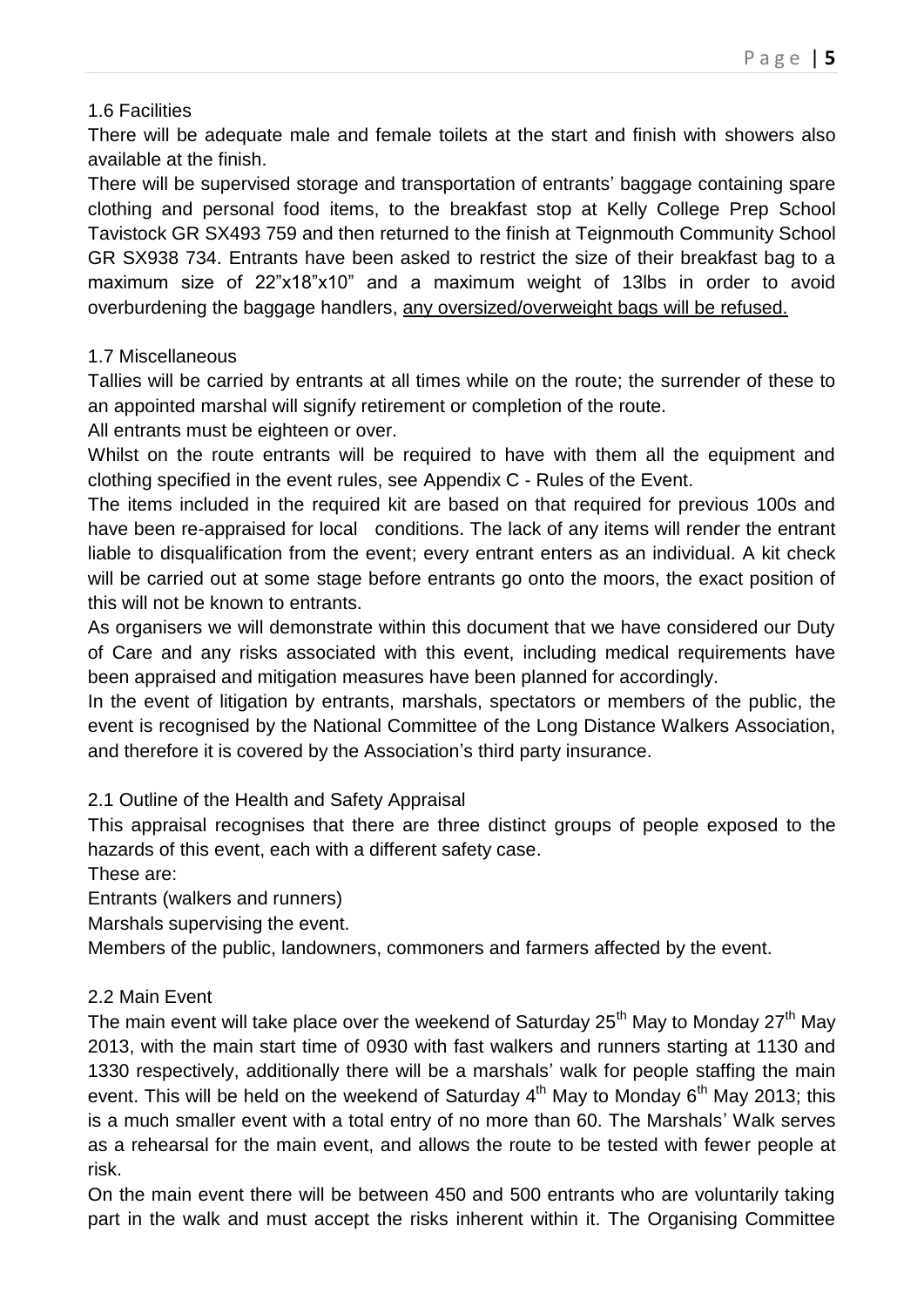## 1.6 Facilities

There will be adequate male and female toilets at the start and finish with showers also available at the finish.

There will be supervised storage and transportation of entrants' baggage containing spare clothing and personal food items, to the breakfast stop at Kelly College Prep School Tavistock GR SX493 759 and then returned to the finish at Teignmouth Community School GR SX938 734. Entrants have been asked to restrict the size of their breakfast bag to a maximum size of 22"x18"x10" and a maximum weight of 13lbs in order to avoid overburdening the baggage handlers, <u>any oversized/overweight bags will be refused.</u>

## 1.7 Miscellaneous

Tallies will be carried by entrants at all times while on the route; the surrender of these to an appointed marshal will signify retirement or completion of the route.

All entrants must be eighteen or over.

Whilst on the route entrants will be required to have with them all the equipment and clothing specified in the event rules, see Appendix C - Rules of the Event.

The items included in the required kit are based on that required for previous 100s and have been re-appraised for local conditions. The lack of any items will render the entrant liable to disqualification from the event; every entrant enters as an individual. A kit check will be carried out at some stage before entrants go onto the moors, the exact position of this will not be known to entrants.

As organisers we will demonstrate within this document that we have considered our Duty of Care and any risks associated with this event, including medical requirements have been appraised and mitigation measures have been planned for accordingly.

In the event of litigation by entrants, marshals, spectators or members of the public, the event is recognised by the National Committee of the Long Distance Walkers Association, and therefore it is covered by the Association's third party insurance.

## 2.1 Outline of the Health and Safety Appraisal

This appraisal recognises that there are three distinct groups of people exposed to the hazards of this event, each with a different safety case.

These are:

Entrants (walkers and runners)

Marshals supervising the event.

Members of the public, landowners, commoners and farmers affected by the event.

## 2.2 Main Event

The main event will take place over the weekend of Saturday 25th May to Monday 27th May 2013, with the main start time of 0930 with fast walkers and runners starting at 1130 and 1330 respectively, additionally there will be a marshals' walk for people staffing the main event. This will be held on the weekend of Saturday 4th May to Monday 6th May 2013; this is a much smaller event with a total entry of no more than 60. The Marshals' Walk serves as a rehearsal for the main event, and allows the route to be tested with fewer people at risk.

On the main event there will be between 450 and 500 entrants who are voluntarily taking part in the walk and must accept the risks inherent within it. The Organising Committee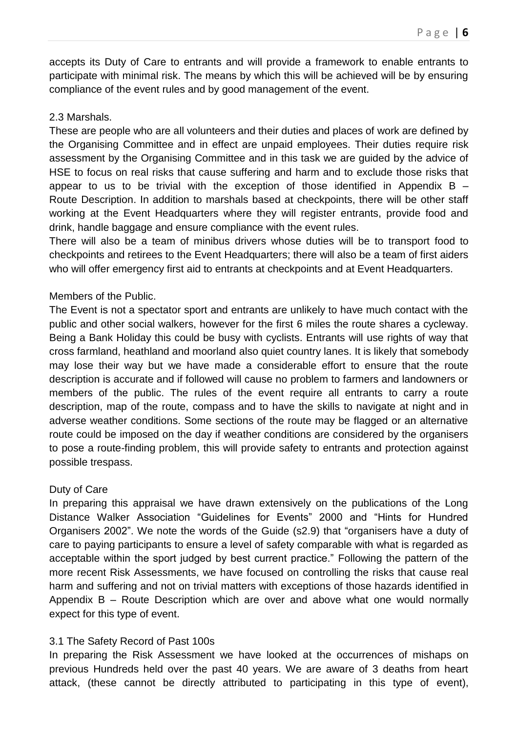accepts its Duty of Care to entrants and will provide a framework to enable entrants to participate with minimal risk. The means by which this will be achieved will be by ensuring compliance of the event rules and by good management of the event.

2.3 Marshals.

These are people who are all volunteers and their duties and places of work are defined by the Organising Committee and in effect are unpaid employees. Their duties require risk assessment by the Organising Committee and in this task we are guided by the advice of HSE to focus on real risks that cause suffering and harm and to exclude those risks that appear to us to be trivial with the exception of those identified in Appendix B – Route Description. In addition to marshals based at checkpoints, there will be other staff working at the Event Headquarters where they will register entrants, provide food and drink, handle baggage and ensure compliance with the event rules.

There will also be a team of minibus drivers whose duties will be to transport food to checkpoints and retirees to the Event Headquarters; there will also be a team of first aiders who will offer emergency first aid to entrants at checkpoints and at Event Headquarters.

Members of the Public.

The Event is not a spectator sport and entrants are unlikely to have much contact with the public and other social walkers, however for the first 6 miles the route shares a cycleway. Being a Bank Holiday this could be busy with cyclists. Entrants will use rights of way that cross farmland, heathland and moorland also quiet country lanes. It is likely that somebody may lose their way but we have made a considerable effort to ensure that the route description is accurate and if followed will cause no problem to farmers and landowners or members of the public. The rules of the event require all entrants to carry a route description, map of the route, compass and to have the skills to navigate at night and in adverse weather conditions. Some sections of the route may be flagged or an alternative route could be imposed on the day if weather conditions are considered by the organisers to pose a route-finding problem, this will provide safety to entrants and protection against possible trespass.

Duty of Care

In preparing this appraisal we have drawn extensively on the publications of the Long Distance Walker Association “Guidelines for Events” 2000 and “Hints for Hundred Organisers 2002”. We note the words of the Guide (s2.9) that “organisers have a duty of care to paying participants to ensure a level of safety comparable with what is regarded as acceptable within the sport judged by best current practice.” Following the pattern of the more recent Risk Assessments, we have focused on controlling the risks that cause real harm and suffering and not on trivial matters with exceptions of those hazards identified in Appendix B – Route Description which are over and above what one would normally expect for this type of event.

3.1 The Safety Record of Past 100s

In preparing the Risk Assessment we have looked at the occurrences of mishaps on previous Hundreds held over the past 40 years. We are aware of 3 deaths from heart attack, (these cannot be directly attributed to participating in this type of event),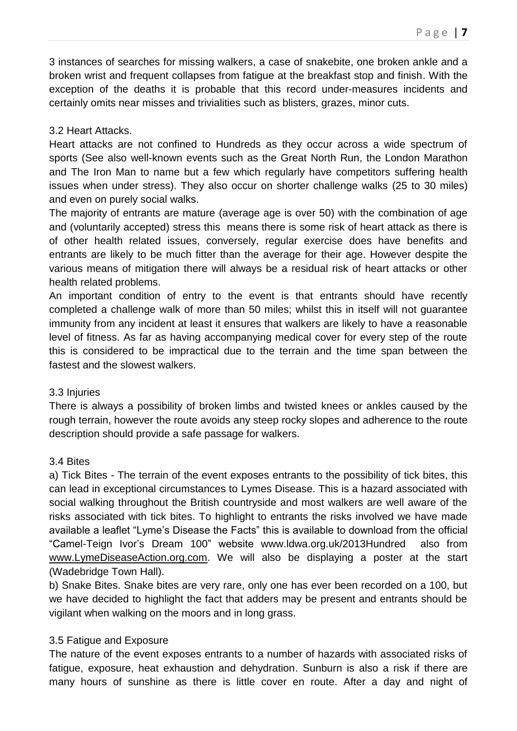3 instances of searches for missing walkers, a case of snakebite, one broken ankle and a broken wrist and frequent collapses from fatigue at the breakfast stop and finish. With the exception of the deaths it is probable that this record under-measures incidents and certainly omits near misses and trivialities such as blisters, grazes, minor cuts.

### 3.2 Heart Attacks.

Heart attacks are not confined to Hundreds as they occur across a wide spectrum of sports (See also well-known events such as the Great North Run, the London Marathon and The Iron Man to name but a few which regularly have competitors suffering health issues when under stress). They also occur on shorter challenge walks (25 to 30 miles) and even on purely social walks.

The majority of entrants are mature (average age is over 50) with the combination of age and (voluntarily accepted) stress this means there is some risk of heart attack as there is of other health related issues, conversely, regular exercise does have benefits and entrants are likely to be much fitter than the average for their age. However despite the various means of mitigation there will always be a residual risk of heart attacks or other health related problems.

An important condition of entry to the event is that entrants should have recently completed a challenge walk of more than 50 miles; whilst this in itself will not guarantee immunity from any incident at least it ensures that walkers are likely to have a reasonable level of fitness. As far as having accompanying medical cover for every step of the route this is considered to be impractical due to the terrain and the time span between the fastest and the slowest walkers.

### 3.3 Injuries

There is always a possibility of broken limbs and twisted knees or ankles caused by the rough terrain, however the route avoids any steep rocky slopes and adherence to the route description should provide a safe passage for walkers.

### 3.4 Bites

a) Tick Bites - The terrain of the event exposes entrants to the possibility of tick bites, this can lead in exceptional circumstances to Lymes Disease. This is a hazard associated with social walking throughout the British countryside and most walkers are well aware of the risks associated with tick bites. To highlight to entrants the risks involved we have made available a leaflet "Lyme's Disease the Facts" this is available to download from the official "Camel-Teign Ivor's Dream 100" website www.ldwa.org.uk/2013Hundred also from www.LymeDiseaseAction.org.com. We will also be displaying a poster at the start (Wadebridge Town Hall).

b) Snake Bites. Snake bites are very rare, only one has ever been recorded on a 100, but we have decided to highlight the fact that adders may be present and entrants should be vigilant when walking on the moors and in long grass.

### 3.5 Fatigue and Exposure

The nature of the event exposes entrants to a number of hazards with associated risks of fatigue, exposure, heat exhaustion and dehydration. Sunburn is also a risk if there are many hours of sunshine as there is little cover en route. After a day and night of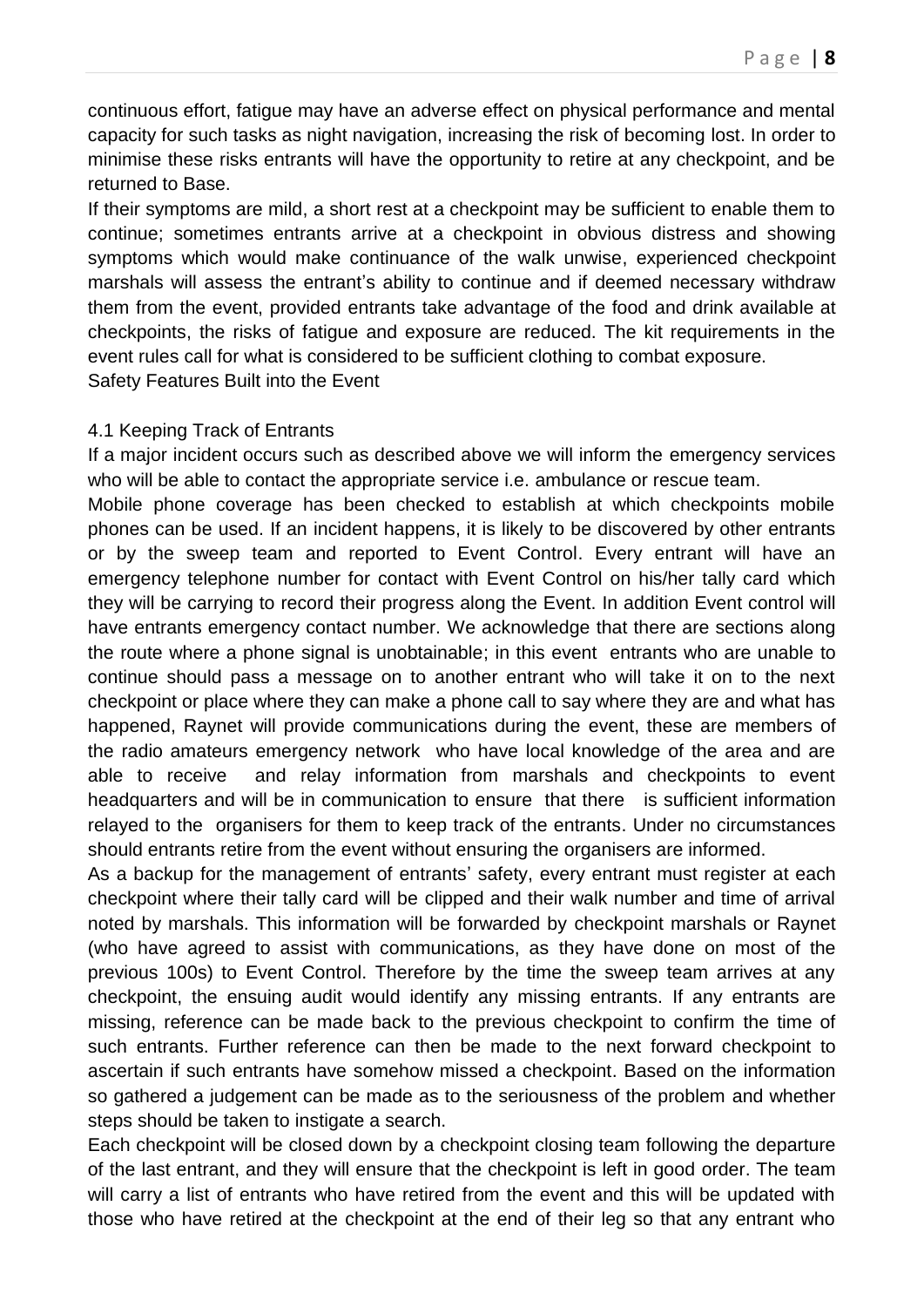continuous effort, fatigue may have an adverse effect on physical performance and mental capacity for such tasks as night navigation, increasing the risk of becoming lost. In order to minimise these risks entrants will have the opportunity to retire at any checkpoint, and be returned to Base.

If their symptoms are mild, a short rest at a checkpoint may be sufficient to enable them to continue; sometimes entrants arrive at a checkpoint in obvious distress and showing symptoms which would make continuance of the walk unwise, experienced checkpoint marshals will assess the entrant's ability to continue and if deemed necessary withdraw them from the event, provided entrants take advantage of the food and drink available at checkpoints, the risks of fatigue and exposure are reduced. The kit requirements in the event rules call for what is considered to be sufficient clothing to combat exposure.

Safety Features Built into the Event

### 4.1 Keeping Track of Entrants

If a major incident occurs such as described above we will inform the emergency services who will be able to contact the appropriate service i.e. ambulance or rescue team.

Mobile phone coverage has been checked to establish at which checkpoints mobile phones can be used. If an incident happens, it is likely to be discovered by other entrants or by the sweep team and reported to Event Control. Every entrant will have an emergency telephone number for contact with Event Control on his/her tally card which they will be carrying to record their progress along the Event. In addition Event control will have entrants emergency contact number. We acknowledge that there are sections along the route where a phone signal is unobtainable; in this event entrants who are unable to continue should pass a message on to another entrant who will take it on to the next checkpoint or place where they can make a phone call to say where they are and what has happened, Raynet will provide communications during the event, these are members of the radio amateurs emergency network who have local knowledge of the area and are able to receive and relay information from marshals and checkpoints to event headquarters and will be in communication to ensure that there is sufficient information relayed to the organisers for them to keep track of the entrants. Under no circumstances should entrants retire from the event without ensuring the organisers are informed.

As a backup for the management of entrants' safety, every entrant must register at each checkpoint where their tally card will be clipped and their walk number and time of arrival noted by marshals. This information will be forwarded by checkpoint marshals or Raynet (who have agreed to assist with communications, as they have done on most of the previous 100s) to Event Control. Therefore by the time the sweep team arrives at any checkpoint, the ensuing audit would identify any missing entrants. If any entrants are missing, reference can be made back to the previous checkpoint to confirm the time of such entrants. Further reference can then be made to the next forward checkpoint to ascertain if such entrants have somehow missed a checkpoint. Based on the information so gathered a judgement can be made as to the seriousness of the problem and whether steps should be taken to instigate a search.

Each checkpoint will be closed down by a checkpoint closing team following the departure of the last entrant, and they will ensure that the checkpoint is left in good order. The team will carry a list of entrants who have retired from the event and this will be updated with those who have retired at the checkpoint at the end of their leg so that any entrant who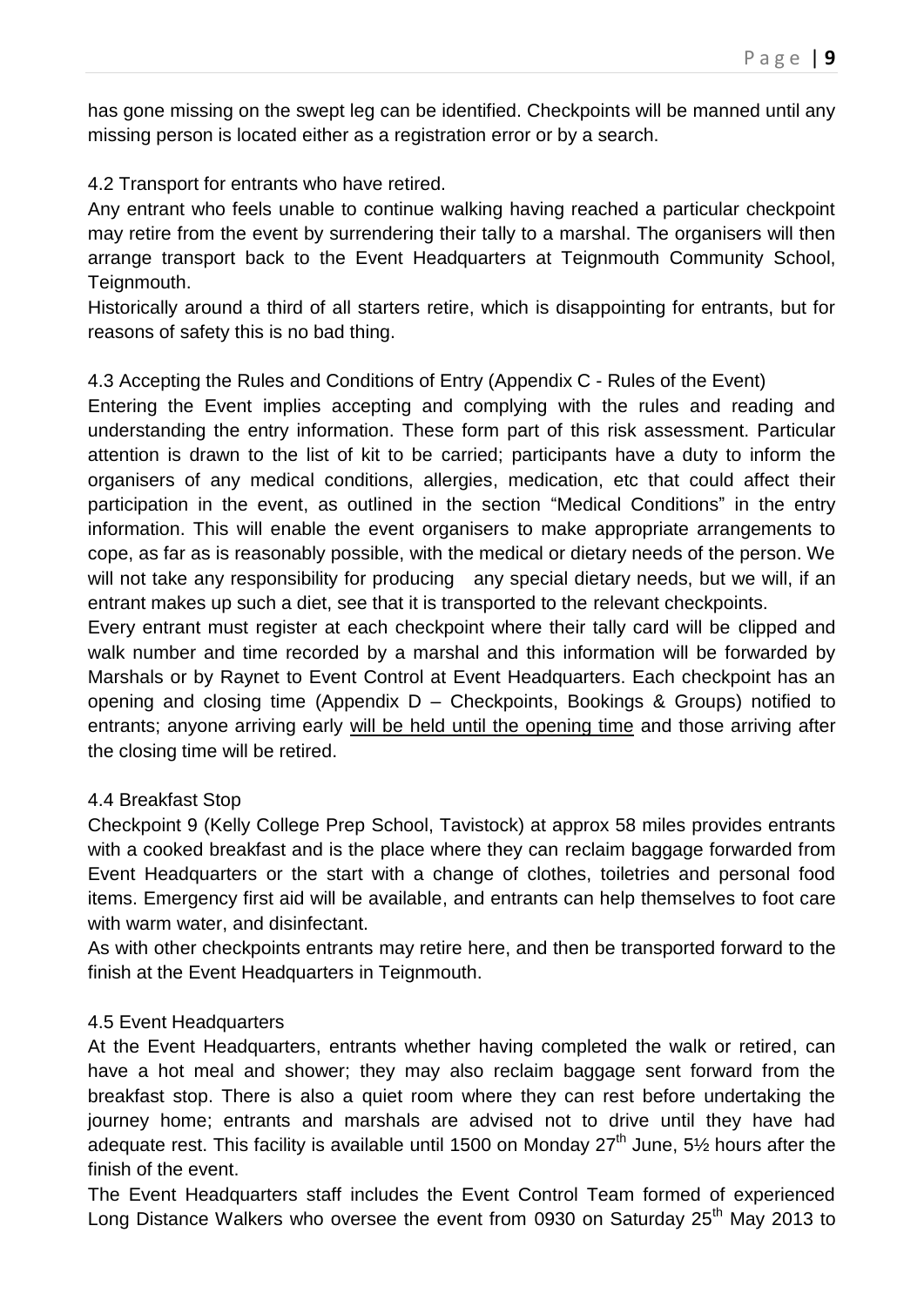has gone missing on the swept leg can be identified. Checkpoints will be manned until any missing person is located either as a registration error or by a search.

4.2 Transport for entrants who have retired.

Any entrant who feels unable to continue walking having reached a particular checkpoint may retire from the event by surrendering their tally to a marshal. The organisers will then arrange transport back to the Event Headquarters at Teignmouth Community School, Teignmouth.

Historically around a third of all starters retire, which is disappointing for entrants, but for reasons of safety this is no bad thing.

4.3 Accepting the Rules and Conditions of Entry (Appendix C - Rules of the Event)

Entering the Event implies accepting and complying with the rules and reading and understanding the entry information. These form part of this risk assessment. Particular attention is drawn to the list of kit to be carried; participants have a duty to inform the organisers of any medical conditions, allergies, medication, etc that could affect their participation in the event, as outlined in the section "Medical Conditions" in the entry information. This will enable the event organisers to make appropriate arrangements to cope, as far as is reasonably possible, with the medical or dietary needs of the person. We will not take any responsibility for producing any special dietary needs, but we will, if an entrant makes up such a diet, see that it is transported to the relevant checkpoints.

Every entrant must register at each checkpoint where their tally card will be clipped and walk number and time recorded by a marshal and this information will be forwarded by Marshals or by Raynet to Event Control at Event Headquarters. Each checkpoint has an opening and closing time (Appendix D – Checkpoints, Bookings & Groups) notified to entrants; anyone arriving early <u>will be held until the opening time</u> and those arriving after the closing time will be retired.

4.4 Breakfast Stop

Checkpoint 9 (Kelly College Prep School, Tavistock) at approx 58 miles provides entrants with a cooked breakfast and is the place where they can reclaim baggage forwarded from Event Headquarters or the start with a change of clothes, toiletries and personal food items. Emergency first aid will be available, and entrants can help themselves to foot care with warm water, and disinfectant.

As with other checkpoints entrants may retire here, and then be transported forward to the finish at the Event Headquarters in Teignmouth.

4.5 Event Headquarters

At the Event Headquarters, entrants whether having completed the walk or retired, can have a hot meal and shower; they may also reclaim baggage sent forward from the breakfast stop. There is also a quiet room where they can rest before undertaking the journey home; entrants and marshals are advised not to drive until they have had adequate rest. This facility is available until 1500 on Monday 27th June, 5½ hours after the finish of the event.

The Event Headquarters staff includes the Event Control Team formed of experienced Long Distance Walkers who oversee the event from 0930 on Saturday 25th May 2013 to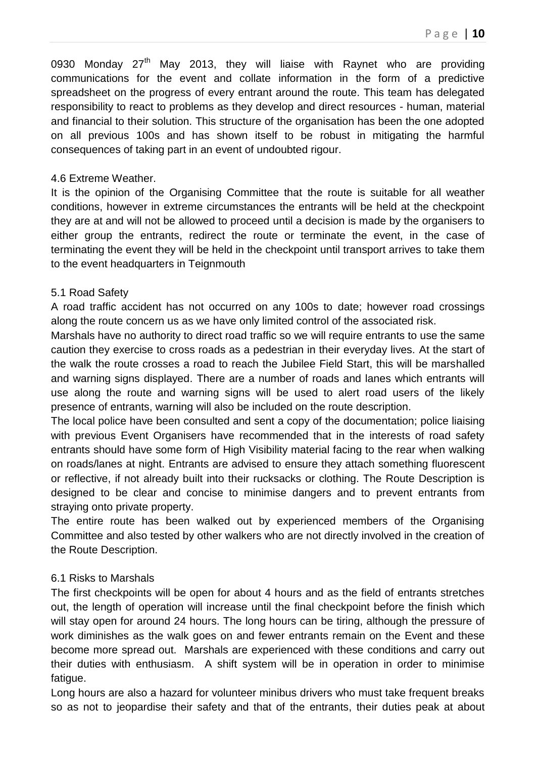0930 Monday 27th May 2013, they will liaise with Raynet who are providing communications for the event and collate information in the form of a predictive spreadsheet on the progress of every entrant around the route. This team has delegated responsibility to react to problems as they develop and direct resources - human, material and financial to their solution. This structure of the organisation has been the one adopted on all previous 100s and has shown itself to be robust in mitigating the harmful consequences of taking part in an event of undoubted rigour.

### 4.6 Extreme Weather.

It is the opinion of the Organising Committee that the route is suitable for all weather conditions, however in extreme circumstances the entrants will be held at the checkpoint they are at and will not be allowed to proceed until a decision is made by the organisers to either group the entrants, redirect the route or terminate the event, in the case of terminating the event they will be held in the checkpoint until transport arrives to take them to the event headquarters in Teignmouth

### 5.1 Road Safety

A road traffic accident has not occurred on any 100s to date; however road crossings along the route concern us as we have only limited control of the associated risk.

Marshals have no authority to direct road traffic so we will require entrants to use the same caution they exercise to cross roads as a pedestrian in their everyday lives. At the start of the walk the route crosses a road to reach the Jubilee Field Start, this will be marshalled and warning signs displayed. There are a number of roads and lanes which entrants will use along the route and warning signs will be used to alert road users of the likely presence of entrants, warning will also be included on the route description.

The local police have been consulted and sent a copy of the documentation; police liaising with previous Event Organisers have recommended that in the interests of road safety entrants should have some form of High Visibility material facing to the rear when walking on roads/lanes at night. Entrants are advised to ensure they attach something fluorescent or reflective, if not already built into their rucksacks or clothing. The Route Description is designed to be clear and concise to minimise dangers and to prevent entrants from straying onto private property.

The entire route has been walked out by experienced members of the Organising Committee and also tested by other walkers who are not directly involved in the creation of the Route Description.

### 6.1 Risks to Marshals

The first checkpoints will be open for about 4 hours and as the field of entrants stretches out, the length of operation will increase until the final checkpoint before the finish which will stay open for around 24 hours. The long hours can be tiring, although the pressure of work diminishes as the walk goes on and fewer entrants remain on the Event and these become more spread out. Marshals are experienced with these conditions and carry out their duties with enthusiasm. A shift system will be in operation in order to minimise fatigue.

Long hours are also a hazard for volunteer minibus drivers who must take frequent breaks so as not to jeopardise their safety and that of the entrants, their duties peak at about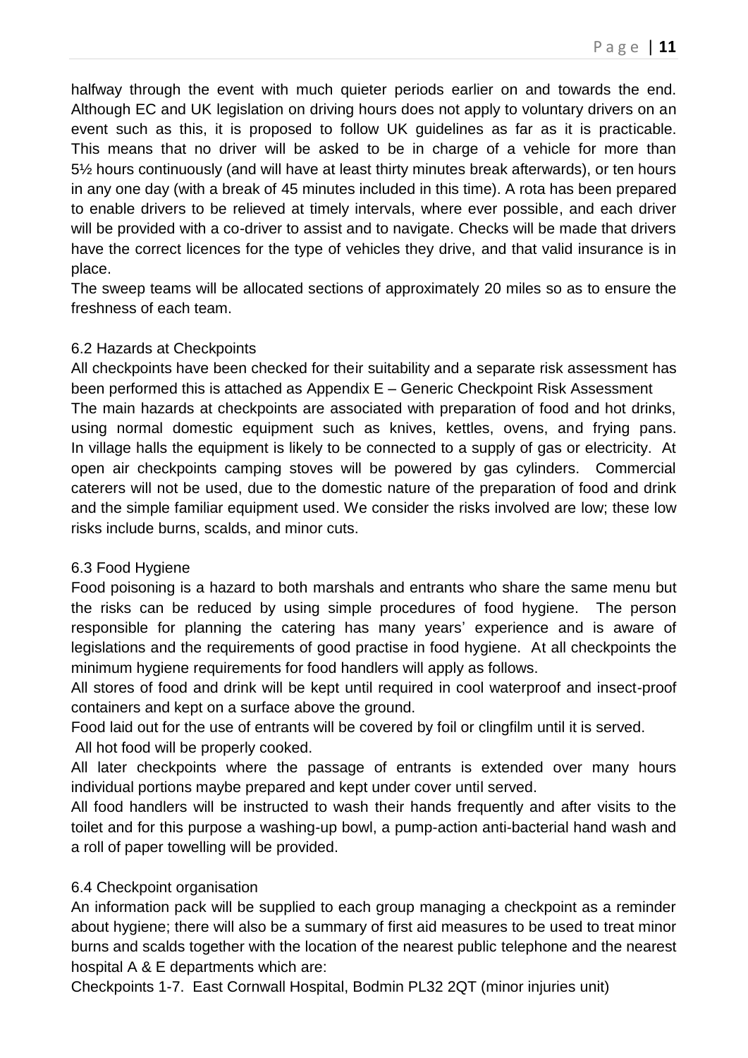halfway through the event with much quieter periods earlier on and towards the end. Although EC and UK legislation on driving hours does not apply to voluntary drivers on an event such as this, it is proposed to follow UK guidelines as far as it is practicable. This means that no driver will be asked to be in charge of a vehicle for more than 5½ hours continuously (and will have at least thirty minutes break afterwards), or ten hours in any one day (with a break of 45 minutes included in this time). A rota has been prepared to enable drivers to be relieved at timely intervals, where ever possible, and each driver will be provided with a co-driver to assist and to navigate. Checks will be made that drivers have the correct licences for the type of vehicles they drive, and that valid insurance is in place.

The sweep teams will be allocated sections of approximately 20 miles so as to ensure the freshness of each team.

### 6.2 Hazards at Checkpoints

All checkpoints have been checked for their suitability and a separate risk assessment has been performed this is attached as Appendix E – Generic Checkpoint Risk Assessment

The main hazards at checkpoints are associated with preparation of food and hot drinks, using normal domestic equipment such as knives, kettles, ovens, and frying pans. In village halls the equipment is likely to be connected to a supply of gas or electricity. At open air checkpoints camping stoves will be powered by gas cylinders. Commercial caterers will not be used, due to the domestic nature of the preparation of food and drink and the simple familiar equipment used. We consider the risks involved are low; these low risks include burns, scalds, and minor cuts.

### 6.3 Food Hygiene

Food poisoning is a hazard to both marshals and entrants who share the same menu but the risks can be reduced by using simple procedures of food hygiene. The person responsible for planning the catering has many years' experience and is aware of legislations and the requirements of good practise in food hygiene. At all checkpoints the minimum hygiene requirements for food handlers will apply as follows.

All stores of food and drink will be kept until required in cool waterproof and insect-proof containers and kept on a surface above the ground.

Food laid out for the use of entrants will be covered by foil or clingfilm until it is served.

All hot food will be properly cooked.

All later checkpoints where the passage of entrants is extended over many hours individual portions maybe prepared and kept under cover until served.

All food handlers will be instructed to wash their hands frequently and after visits to the toilet and for this purpose a washing-up bowl, a pump-action anti-bacterial hand wash and a roll of paper towelling will be provided.

### 6.4 Checkpoint organisation

An information pack will be supplied to each group managing a checkpoint as a reminder about hygiene; there will also be a summary of first aid measures to be used to treat minor burns and scalds together with the location of the nearest public telephone and the nearest hospital A & E departments which are:

Checkpoints 1-7. East Cornwall Hospital, Bodmin PL32 2QT (minor injuries unit)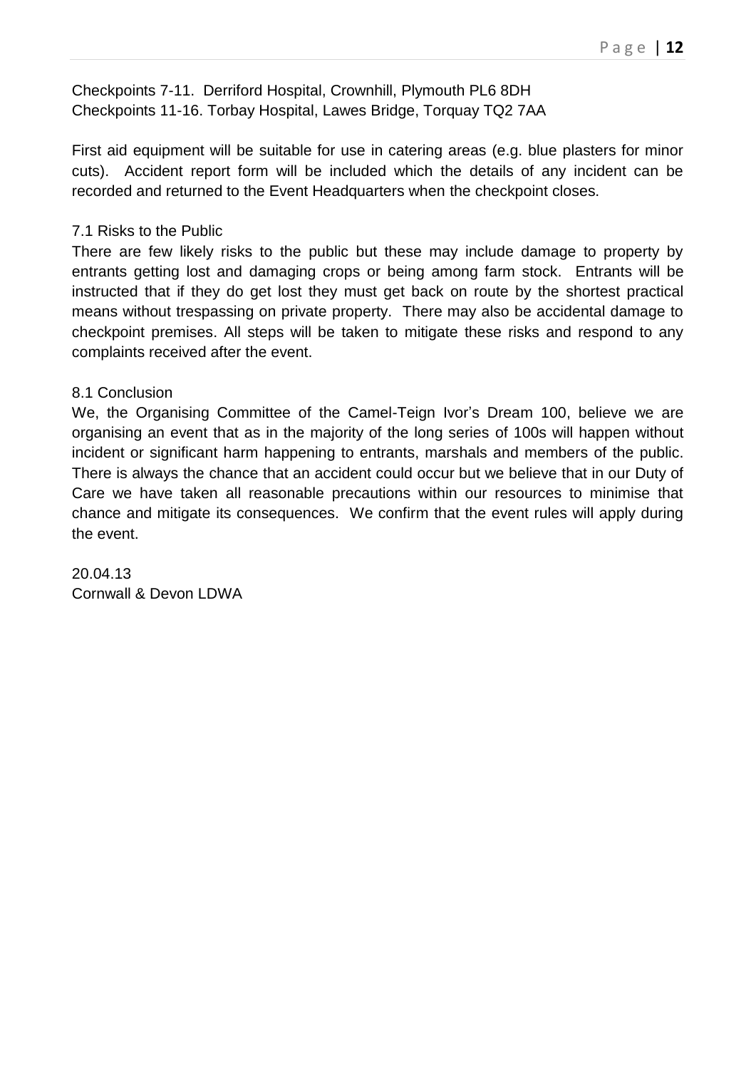Checkpoints 7-11. Derriford Hospital, Crownhill, Plymouth PL6 8DH
Checkpoints 11-16. Torbay Hospital, Lawes Bridge, Torquay TQ2 7AA

First aid equipment will be suitable for use in catering areas (e.g. blue plasters for minor cuts). Accident report form will be included which the details of any incident can be recorded and returned to the Event Headquarters when the checkpoint closes.

## 7.1 Risks to the Public

There are few likely risks to the public but these may include damage to property by entrants getting lost and damaging crops or being among farm stock. Entrants will be instructed that if they do get lost they must get back on route by the shortest practical means without trespassing on private property. There may also be accidental damage to checkpoint premises. All steps will be taken to mitigate these risks and respond to any complaints received after the event.

## 8.1 Conclusion

We, the Organising Committee of the Camel-Teign Ivor's Dream 100, believe we are organising an event that as in the majority of the long series of 100s will happen without incident or significant harm happening to entrants, marshals and members of the public. There is always the chance that an accident could occur but we believe that in our Duty of Care we have taken all reasonable precautions within our resources to minimise that chance and mitigate its consequences. We confirm that the event rules will apply during the event.

20.04.13
Cornwall & Devon LDWA